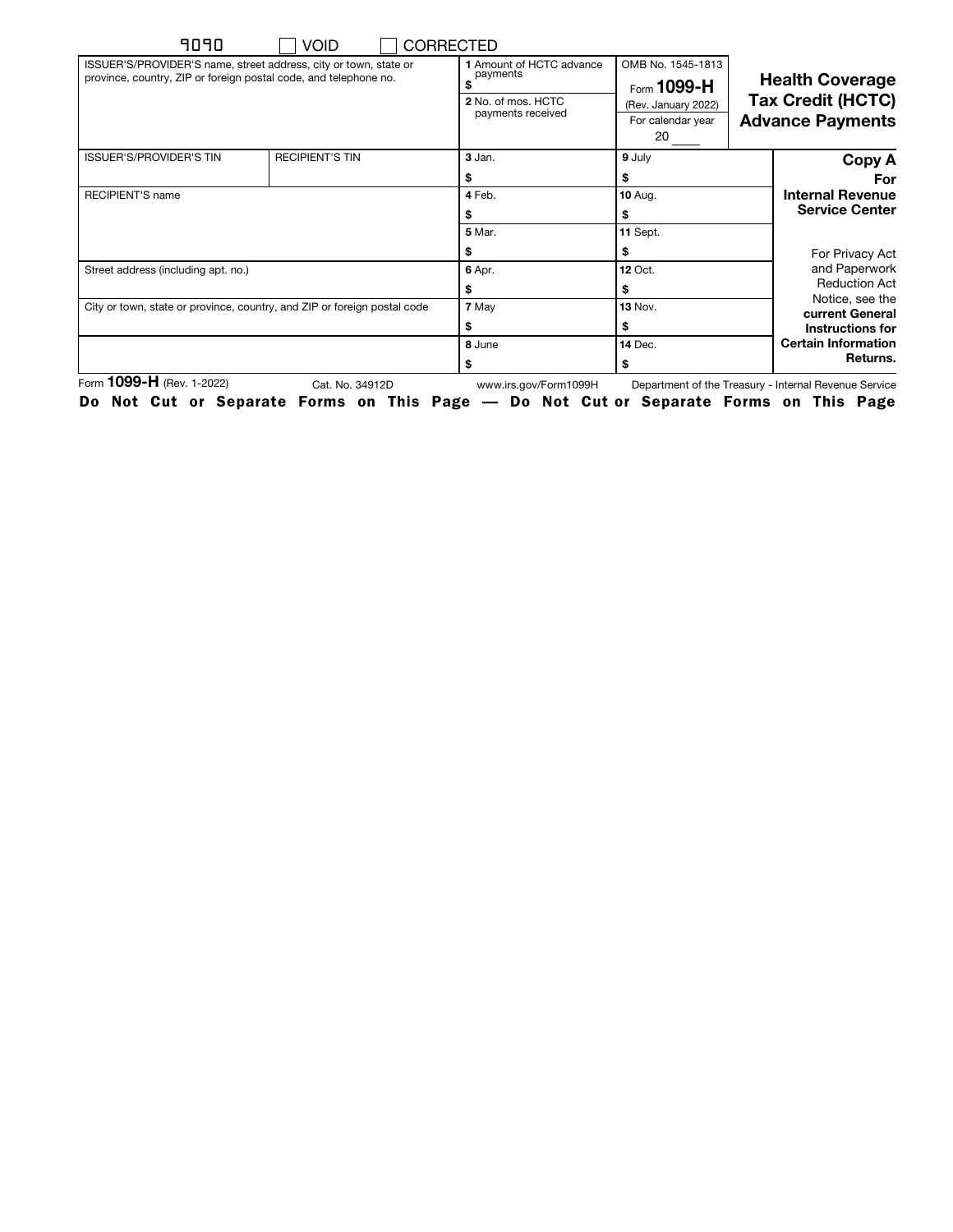9090 ☐ VOID ☐ CORRECTED

| ISSUER'S/PROVIDER'S name, street address, city or town, state or province, country, ZIP or foreign postal code, and telephone no. | | 1 Amount of HCTC advance payments<br>$<br>2 No. of mos. HCTC payments received | OMB No. 1545-1813<br>Form **1099-H**<br>(Rev. January 2022)<br>For calendar year<br>20 ____ | **Health Coverage Tax Credit (HCTC) Advance Payments** |
|---|---|---|---|---|
| ISSUER'S/PROVIDER'S TIN | RECIPIENT'S TIN | 3 Jan.<br>$ | 9 July<br>$ | **Copy A** **For Internal Revenue Service Center** |
| RECIPIENT'S name | | 4 Feb.<br>$ | 10 Aug.<br>$ | |
| | | 5 Mar.<br>$ | 11 Sept.<br>$ | For Privacy Act and Paperwork Reduction Act Notice, see the **current General Instructions for Certain Information Returns.** |
| Street address (including apt. no.) | | 6 Apr.<br>$ | 12 Oct.<br>$ | |
| City or town, state or province, country, and ZIP or foreign postal code | | 7 May<br>$ | 13 Nov.<br>$ | |
| | | 8 June<br>$ | 14 Dec.<br>$ | |

Form **1099-H** (Rev. 1-2022) Cat. No. 34912D www.irs.gov/Form1099H Department of the Treasury - Internal Revenue Service

**Do Not Cut or Separate Forms on This Page — Do Not Cut or Separate Forms on This Page**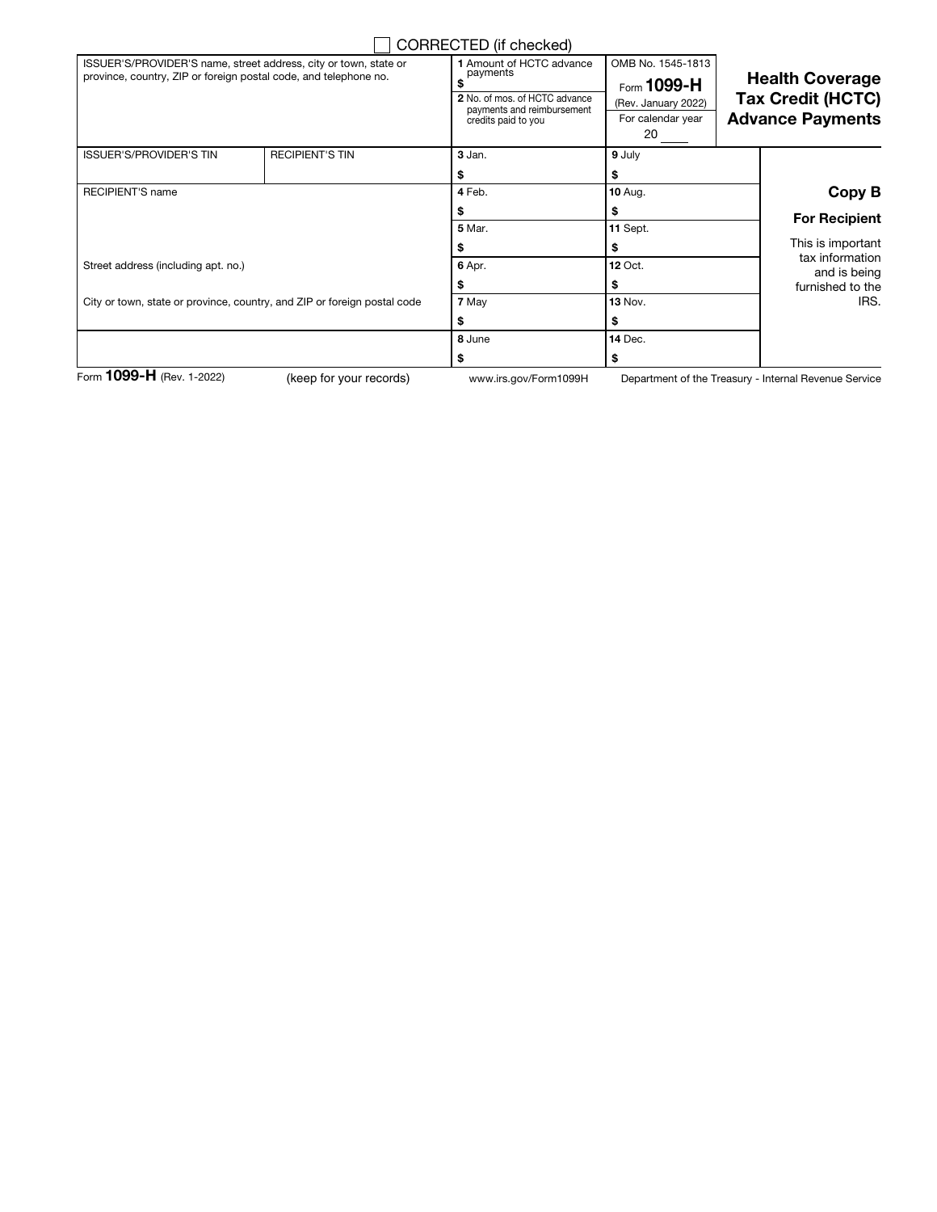☐ CORRECTED (if checked)

| ISSUER'S/PROVIDER'S name, street address, city or town, state or province, country, ZIP or foreign postal code, and telephone no. | | 1 Amount of HCTC advance payments<br>$<br>2 No. of mos. of HCTC advance payments and reimbursement credits paid to you | OMB No. 1545-1813<br>Form **1099-H**<br>(Rev. January 2022)<br>For calendar year<br>20 ____ | **Health Coverage Tax Credit (HCTC) Advance Payments** |
|---|---|---|---|---|
| ISSUER'S/PROVIDER'S TIN | RECIPIENT'S TIN | 3 Jan.<br>$ | 9 July<br>$ | |
| RECIPIENT'S name | | 4 Feb.<br>$ | 10 Aug.<br>$ | **Copy B**<br>**For Recipient** |
| | | 5 Mar.<br>$ | 11 Sept.<br>$ | This is important tax information and is being furnished to the IRS. |
| Street address (including apt. no.) | | 6 Apr.<br>$ | 12 Oct.<br>$ | |
| City or town, state or province, country, and ZIP or foreign postal code | | 7 May<br>$ | 13 Nov.<br>$ | |
| | | 8 June<br>$ | 14 Dec.<br>$ | |

Form **1099-H** (Rev. 1-2022) (keep for your records) www.irs.gov/Form1099H Department of the Treasury - Internal Revenue Service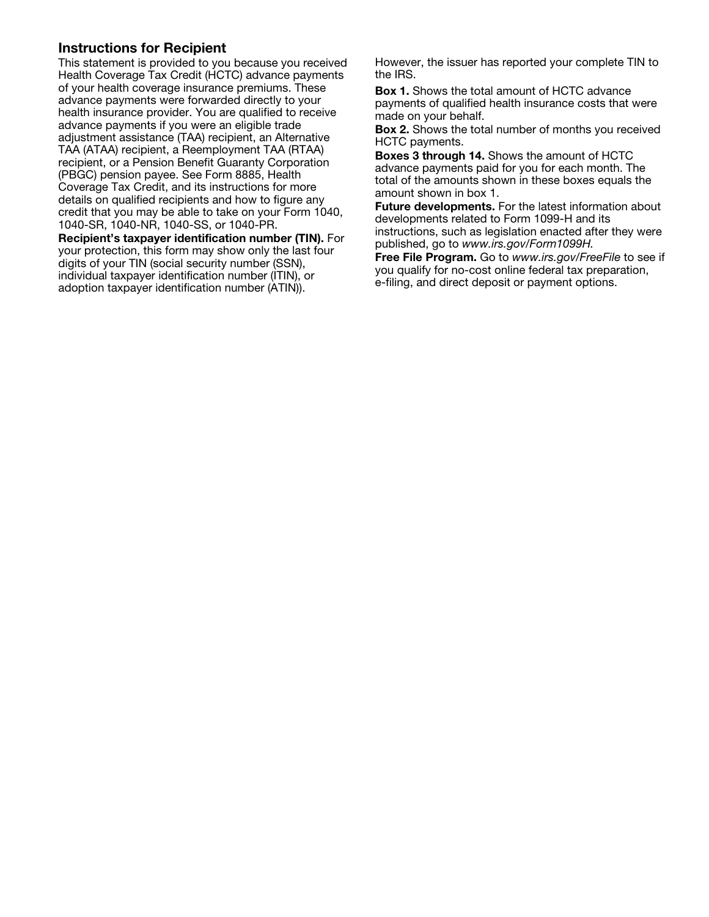## Instructions for Recipient

This statement is provided to you because you received Health Coverage Tax Credit (HCTC) advance payments of your health coverage insurance premiums. These advance payments were forwarded directly to your health insurance provider. You are qualified to receive advance payments if you were an eligible trade adjustment assistance (TAA) recipient, an Alternative TAA (ATAA) recipient, a Reemployment TAA (RTAA) recipient, or a Pension Benefit Guaranty Corporation (PBGC) pension payee. See Form 8885, Health Coverage Tax Credit, and its instructions for more details on qualified recipients and how to figure any credit that you may be able to take on your Form 1040, 1040-SR, 1040-NR, 1040-SS, or 1040-PR.

**Recipient's taxpayer identification number (TIN).** For your protection, this form may show only the last four digits of your TIN (social security number (SSN), individual taxpayer identification number (ITIN), or adoption taxpayer identification number (ATIN)). However, the issuer has reported your complete TIN to the IRS.

**Box 1.** Shows the total amount of HCTC advance payments of qualified health insurance costs that were made on your behalf.

**Box 2.** Shows the total number of months you received HCTC payments.

**Boxes 3 through 14.** Shows the amount of HCTC advance payments paid for you for each month. The total of the amounts shown in these boxes equals the amount shown in box 1.

**Future developments.** For the latest information about developments related to Form 1099-H and its instructions, such as legislation enacted after they were published, go to *www.irs.gov/Form1099H.*

**Free File Program.** Go to *www.irs.gov/FreeFile* to see if you qualify for no-cost online federal tax preparation, e-filing, and direct deposit or payment options.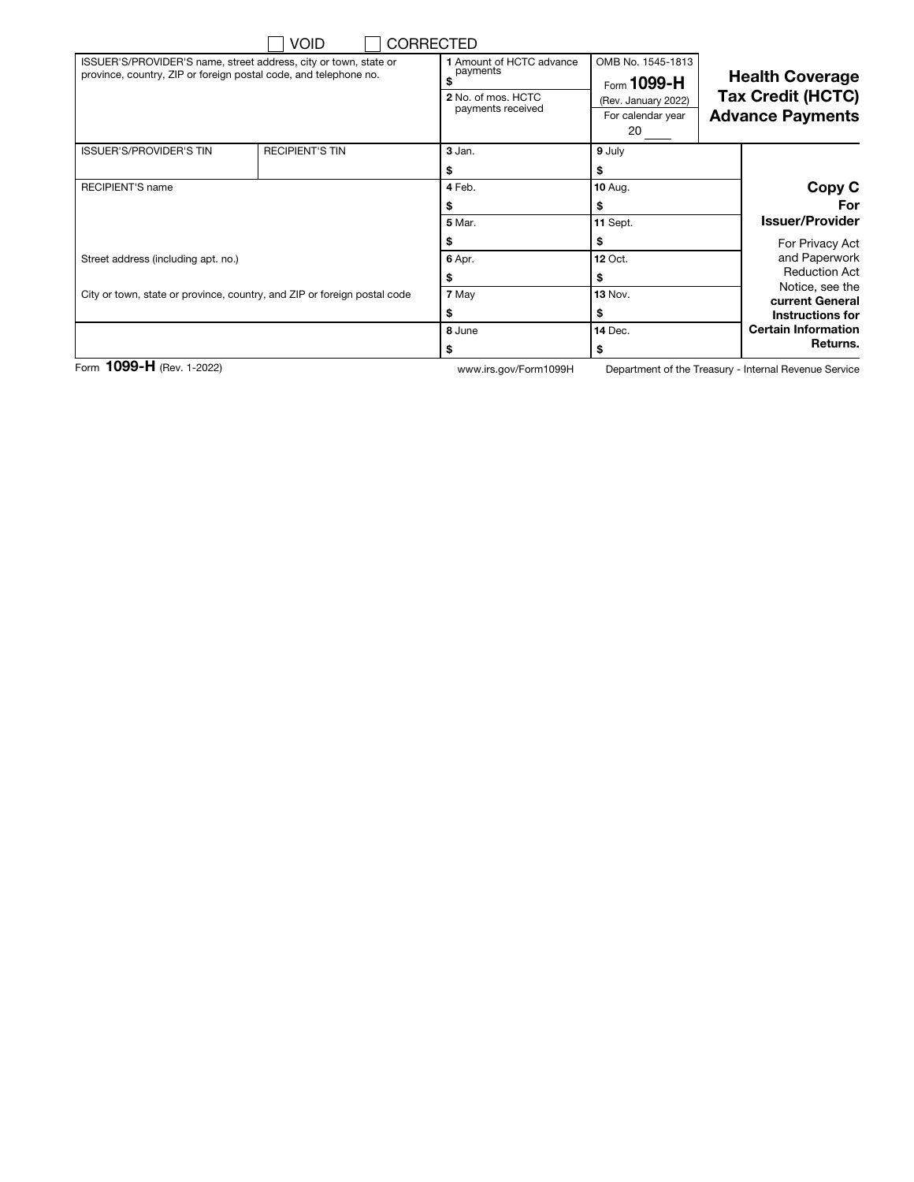☐ VOID ☐ CORRECTED

| ISSUER'S/PROVIDER'S name, street address, city or town, state or province, country, ZIP or foreign postal code, and telephone no. | | 1 Amount of HCTC advance payments<br>$<br>2 No. of mos. HCTC payments received | OMB No. 1545-1813<br>Form **1099-H**<br>(Rev. January 2022)<br>For calendar year<br>20 ____ | **Health Coverage Tax Credit (HCTC) Advance Payments** |
|---|---|---|---|---|
| ISSUER'S/PROVIDER'S TIN | RECIPIENT'S TIN | 3 Jan.<br>$ | 9 July<br>$ | |
| RECIPIENT'S name | | 4 Feb.<br>$ | 10 Aug.<br>$ | **Copy C For Issuer/Provider** |
| | | 5 Mar.<br>$ | 11 Sept.<br>$ | For Privacy Act and Paperwork Reduction Act Notice, see the **current General Instructions for Certain Information Returns.** |
| Street address (including apt. no.) | | 6 Apr.<br>$ | 12 Oct.<br>$ | |
| City or town, state or province, country, and ZIP or foreign postal code | | 7 May<br>$ | 13 Nov.<br>$ | |
| | | 8 June<br>$ | 14 Dec.<br>$ | |

Form **1099-H** (Rev. 1-2022) www.irs.gov/Form1099H Department of the Treasury - Internal Revenue Service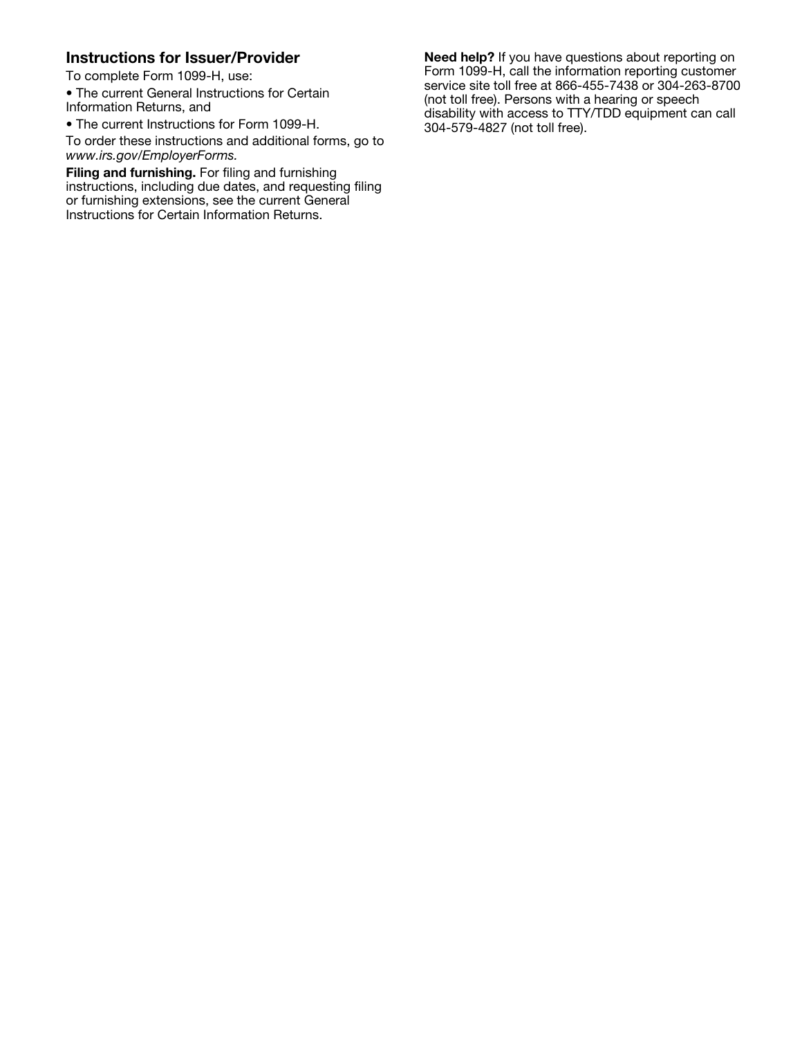## Instructions for Issuer/Provider

To complete Form 1099-H, use:

- The current General Instructions for Certain Information Returns, and
- The current Instructions for Form 1099-H.

To order these instructions and additional forms, go to *www.irs.gov/EmployerForms.*

**Filing and furnishing.** For filing and furnishing instructions, including due dates, and requesting filing or furnishing extensions, see the current General Instructions for Certain Information Returns.

**Need help?** If you have questions about reporting on Form 1099-H, call the information reporting customer service site toll free at 866-455-7438 or 304-263-8700 (not toll free). Persons with a hearing or speech disability with access to TTY/TDD equipment can call 304-579-4827 (not toll free).